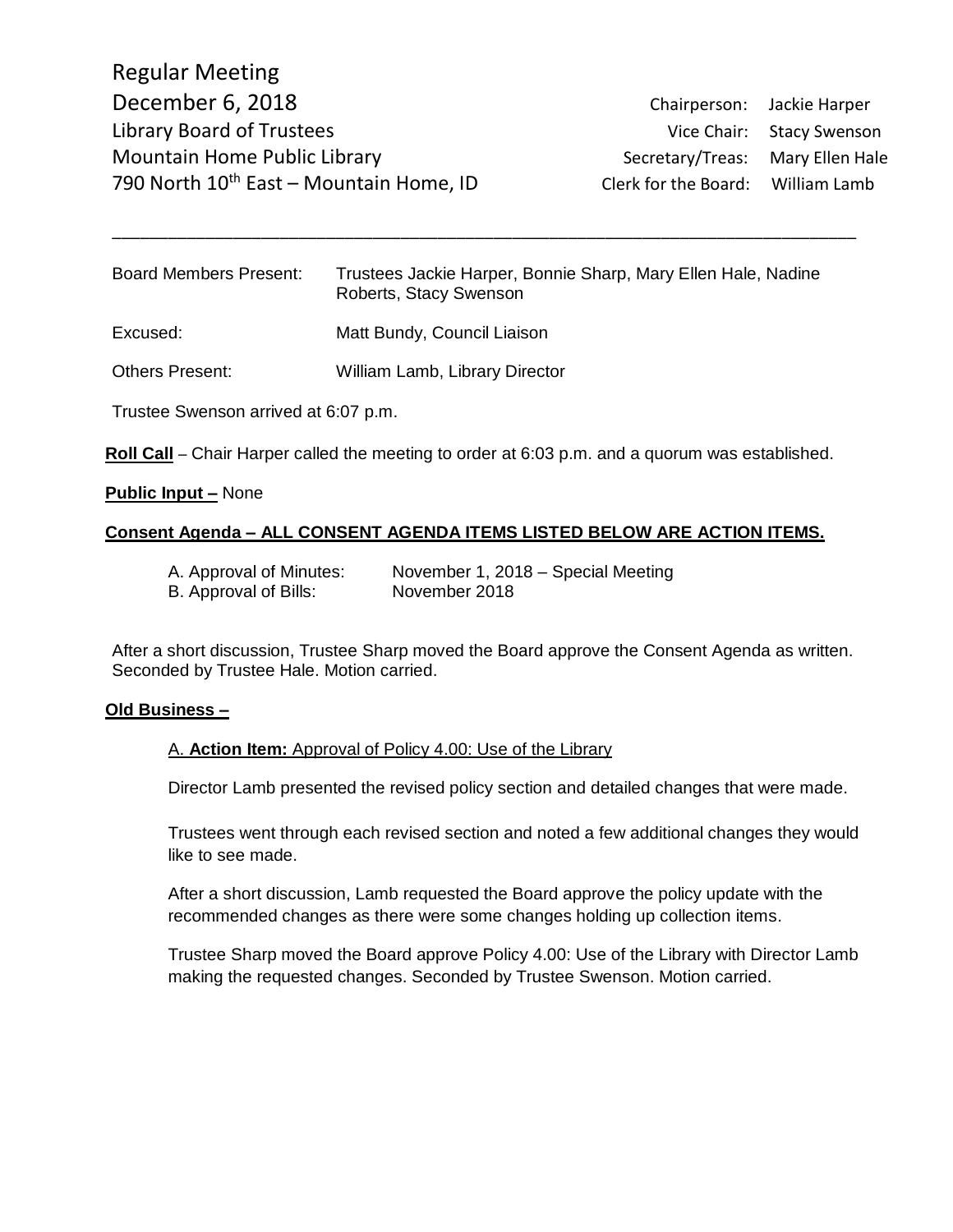Regular Meeting
December 6, 2018
Library Board of Trustees
Mountain Home Public Library
790 North 10th East – Mountain Home, ID

| | |
|---|---|
| Chairperson: | Jackie Harper |
| Vice Chair: | Stacy Swenson |
| Secretary/Treas: | Mary Ellen Hale |
| Clerk for the Board: | William Lamb |

---

| | |
|---|---|
| Board Members Present: | Trustees Jackie Harper, Bonnie Sharp, Mary Ellen Hale, Nadine Roberts, Stacy Swenson |
| Excused: | Matt Bundy, Council Liaison |
| Others Present: | William Lamb, Library Director |

Trustee Swenson arrived at 6:07 p.m.

**Roll Call** – Chair Harper called the meeting to order at 6:03 p.m. and a quorum was established.

**Public Input –** None

**Consent Agenda – ALL CONSENT AGENDA ITEMS LISTED BELOW ARE ACTION ITEMS.**

A. Approval of Minutes: November 1, 2018 – Special Meeting
B. Approval of Bills: November 2018

After a short discussion, Trustee Sharp moved the Board approve the Consent Agenda as written. Seconded by Trustee Hale. Motion carried.

**Old Business –**

A. **Action Item:** Approval of Policy 4.00: Use of the Library

Director Lamb presented the revised policy section and detailed changes that were made.

Trustees went through each revised section and noted a few additional changes they would like to see made.

After a short discussion, Lamb requested the Board approve the policy update with the recommended changes as there were some changes holding up collection items.

Trustee Sharp moved the Board approve Policy 4.00: Use of the Library with Director Lamb making the requested changes. Seconded by Trustee Swenson. Motion carried.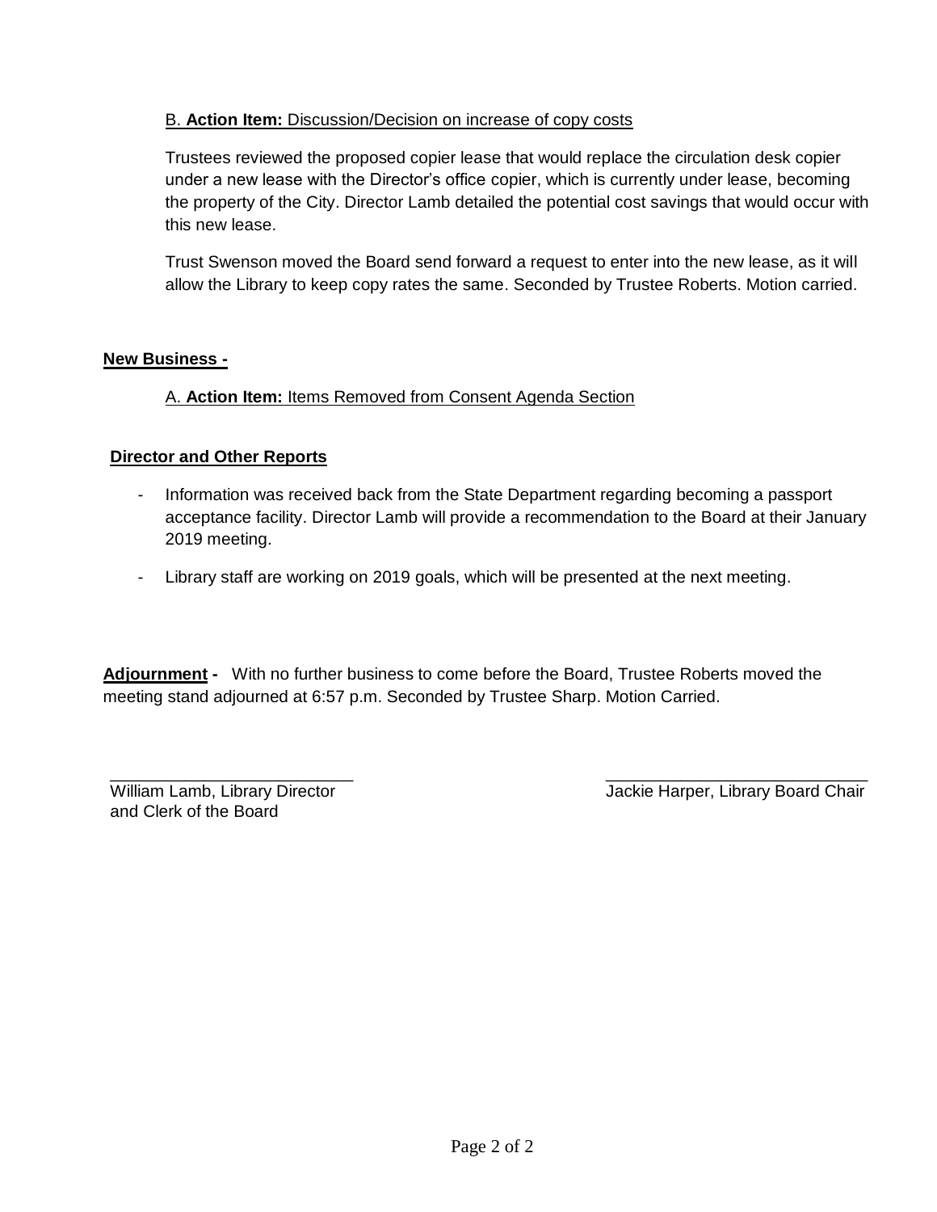B. **Action Item:** Discussion/Decision on increase of copy costs

Trustees reviewed the proposed copier lease that would replace the circulation desk copier under a new lease with the Director's office copier, which is currently under lease, becoming the property of the City. Director Lamb detailed the potential cost savings that would occur with this new lease.

Trust Swenson moved the Board send forward a request to enter into the new lease, as it will allow the Library to keep copy rates the same. Seconded by Trustee Roberts. Motion carried.

**New Business -**

A. **Action Item:** Items Removed from Consent Agenda Section

**Director and Other Reports**

- Information was received back from the State Department regarding becoming a passport acceptance facility. Director Lamb will provide a recommendation to the Board at their January 2019 meeting.
- Library staff are working on 2019 goals, which will be presented at the next meeting.

**Adjournment -** With no further business to come before the Board, Trustee Roberts moved the meeting stand adjourned at 6:57 p.m. Seconded by Trustee Sharp. Motion Carried.

\_\_\_\_\_\_\_\_\_\_\_\_\_\_\_\_\_\_\_\_\_\_\_\_\_\_\_
William Lamb, Library Director
and Clerk of the Board

\_\_\_\_\_\_\_\_\_\_\_\_\_\_\_\_\_\_\_\_\_\_\_\_\_\_\_
Jackie Harper, Library Board Chair